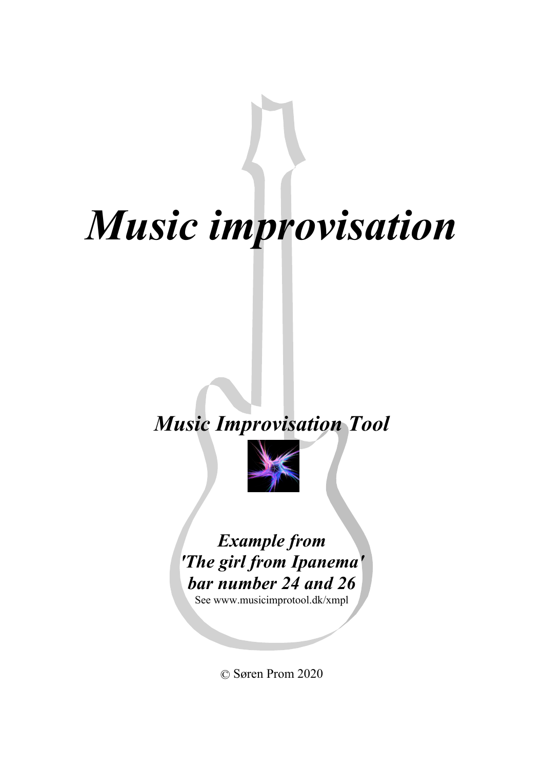# *Music improvisation*

## *Music Improvisation Tool*

### *Example from 'The girl from Ipanema' bar number 24 and 26*

See www.musicimprotool.dk/xmpl

© Søren Prom 2020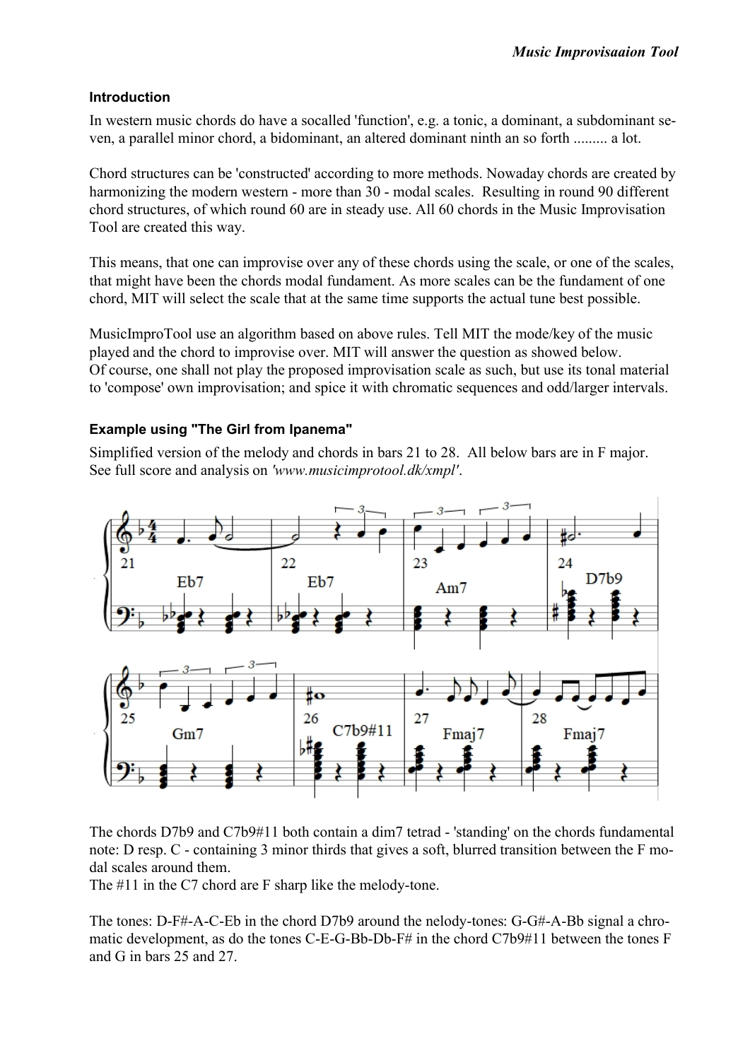## Introduction

In western music chords do have a socalled 'function', e.g. a tonic, a dominant, a subdominant seven, a parallel minor chord, a bidominant, an altered dominant ninth an so forth ......... a lot.

Chord structures can be 'constructed' according to more methods. Noway chords are created by harmonizing the modern western - more than 30 - modal scales. Resulting in round 90 different chord structures, of which round 60 are in steady use. All 60 chords in the Music Improvisation Tool are created this way.

This means, that one can improvise over any of these chords using the scale, or one of the scales, that might have been the chords modal fundament. As more scales can be the fundament of one chord, MIT will select the scale that at the same time supports the actual tune best possible.

MusicImproTool use an algorithm based on above rules. Tell MIT the mode/key of the music played and the chord to improvise over. MIT will answer the question as showed below.
Of course, one shall not play the proposed improvisation scale as such, but use its tonal material to 'compose' own improvisation; and spice it with chromatic sequences and odd/larger intervals.

## Example using "The Girl from Ipanema"

Simplified version of the melody and chords in bars 21 to 28. All below bars are in F major.
See full score and analysis on *'www.musicimprotool.dk/xmpl'*.

The chords D7b9 and C7b9#11 both contain a dim7 tetrad - 'standing' on the chords fundamental note: D resp. C - containing 3 minor thirds that gives a soft, blurred transition between the F modal scales around them.
The #11 in the C7 chord are F sharp like the melody-tone.

The tones: D-F#-A-C-Eb in the chord D7b9 around the nelody-tones: G-G#-A-Bb signal a chromatic development, as do the tones C-E-G-Bb-Db-F# in the chord C7b9#11 between the tones F and G in bars 25 and 27.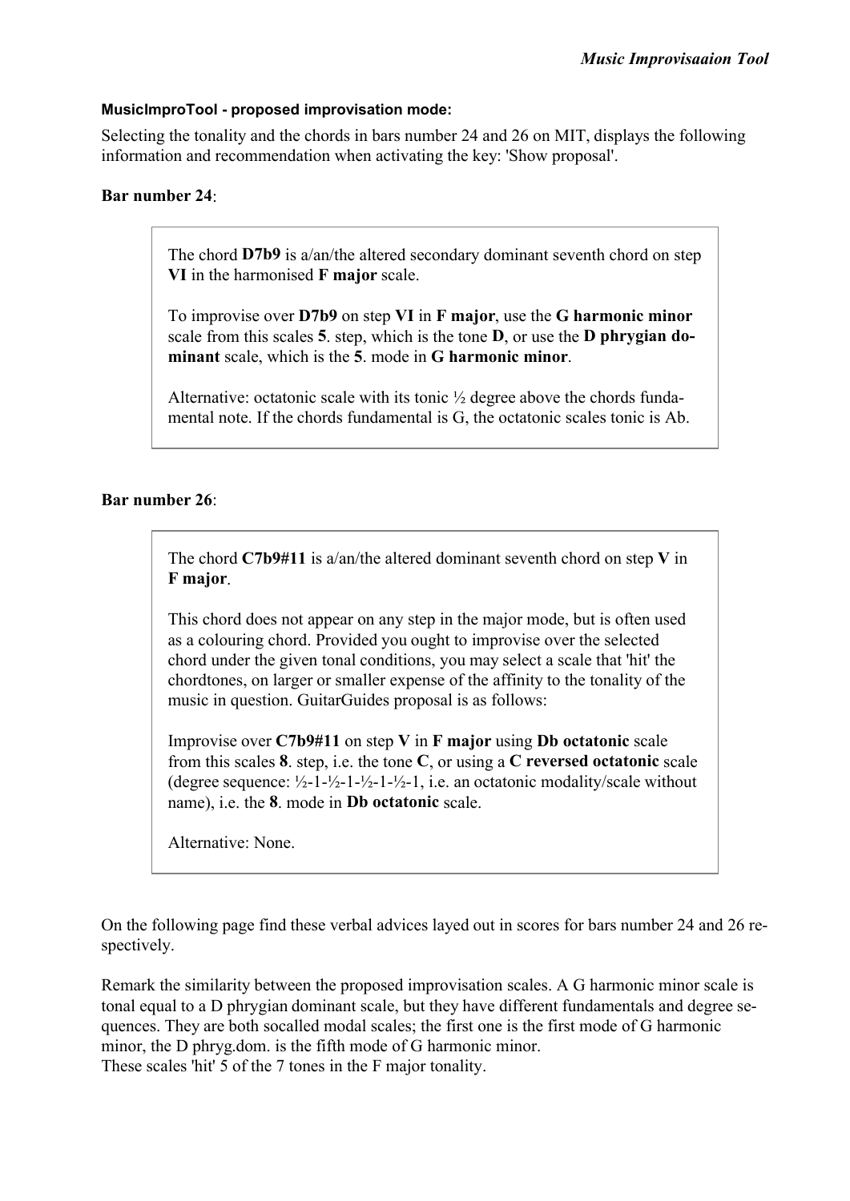**MusicImproTool - proposed improvisation mode:**

Selecting the tonality and the chords in bars number 24 and 26 on MIT, displays the following information and recommendation when activating the key: 'Show proposal'.

**Bar number 24**:

> The chord **D7b9** is a/an/the altered secondary dominant seventh chord on step **VI** in the harmonised **F major** scale.
>
> To improvise over **D7b9** on step **VI** in **F major**, use the **G harmonic minor** scale from this scales **5**. step, which is the tone **D**, or use the **D phrygian dominant** scale, which is the **5**. mode in **G harmonic minor**.
>
> Alternative: octatonic scale with its tonic ½ degree above the chords fundamental note. If the chords fundamental is G, the octatonic scales tonic is Ab.

**Bar number 26**:

> The chord **C7b9#11** is a/an/the altered dominant seventh chord on step **V** in **F major**.
>
> This chord does not appear on any step in the major mode, but is often used as a colouring chord. Provided you ought to improvise over the selected chord under the given tonal conditions, you may select a scale that 'hit' the chordtones, on larger or smaller expense of the affinity to the tonality of the music in question. GuitarGuides proposal is as follows:
>
> Improvise over **C7b9#11** on step **V** in **F major** using **Db octatonic** scale from this scales **8**. step, i.e. the tone **C**, or using a **C reversed octatonic** scale (degree sequence: ½-1-½-1-½-1-½-1, i.e. an octatonic modality/scale without name), i.e. the **8**. mode in **Db octatonic** scale.
>
> Alternative: None.

On the following page find these verbal advices layed out in scores for bars number 24 and 26 respectively.

Remark the similarity between the proposed improvisation scales. A G harmonic minor scale is tonal equal to a D phrygian dominant scale, but they have different fundamentals and degree sequences. They are both socalled modal scales; the first one is the first mode of G harmonic minor, the D phryg.dom. is the fifth mode of G harmonic minor.
These scales 'hit' 5 of the 7 tones in the F major tonality.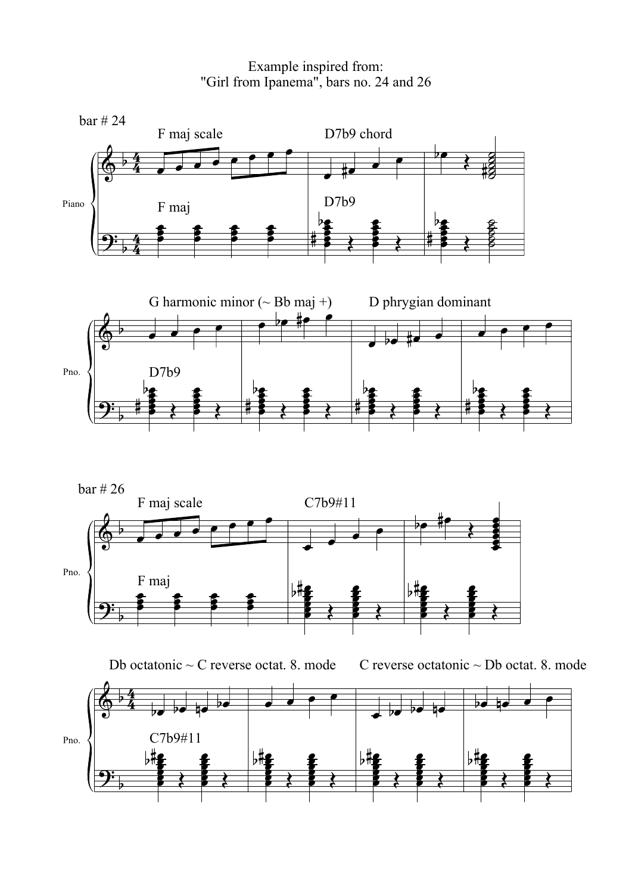Example inspired from:
"Girl from Ipanema", bars no. 24 and 26

bar # 24

F maj scale

D7b9 chord

Piano

F maj

D7b9

G harmonic minor (~ Bb maj +)

D phrygian dominant

Pno.

D7b9

bar # 26

F maj scale

C7b9#11

Pno.

F maj

Db octatonic ~ C reverse octat. 8. mode

C reverse octatonic ~ Db octat. 8. mode

Pno.

C7b9#11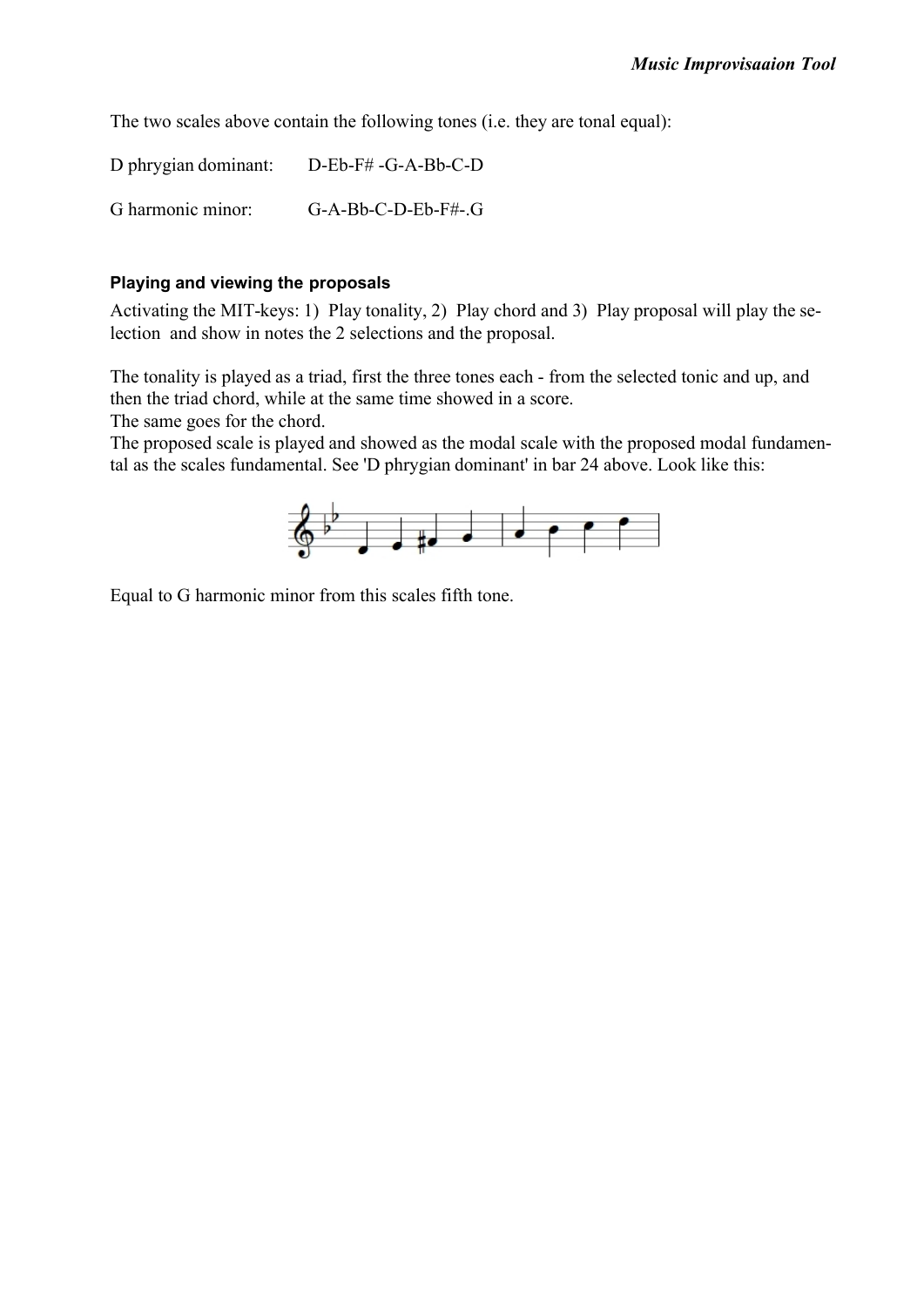The two scales above contain the following tones (i.e. they are tonal equal):

D phrygian dominant: D-Eb-F# -G-A-Bb-C-D

G harmonic minor: G-A-Bb-C-D-Eb-F#-.G

#### Playing and viewing the proposals

Activating the MIT-keys: 1) Play tonality, 2) Play chord and 3) Play proposal will play the selection and show in notes the 2 selections and the proposal.

The tonality is played as a triad, first the three tones each - from the selected tonic and up, and then the triad chord, while at the same time showed in a score.
The same goes for the chord.
The proposed scale is played and showed as the modal scale with the proposed modal fundamental as the scales fundamental. See 'D phrygian dominant' in bar 24 above. Look like this:

Equal to G harmonic minor from this scales fifth tone.